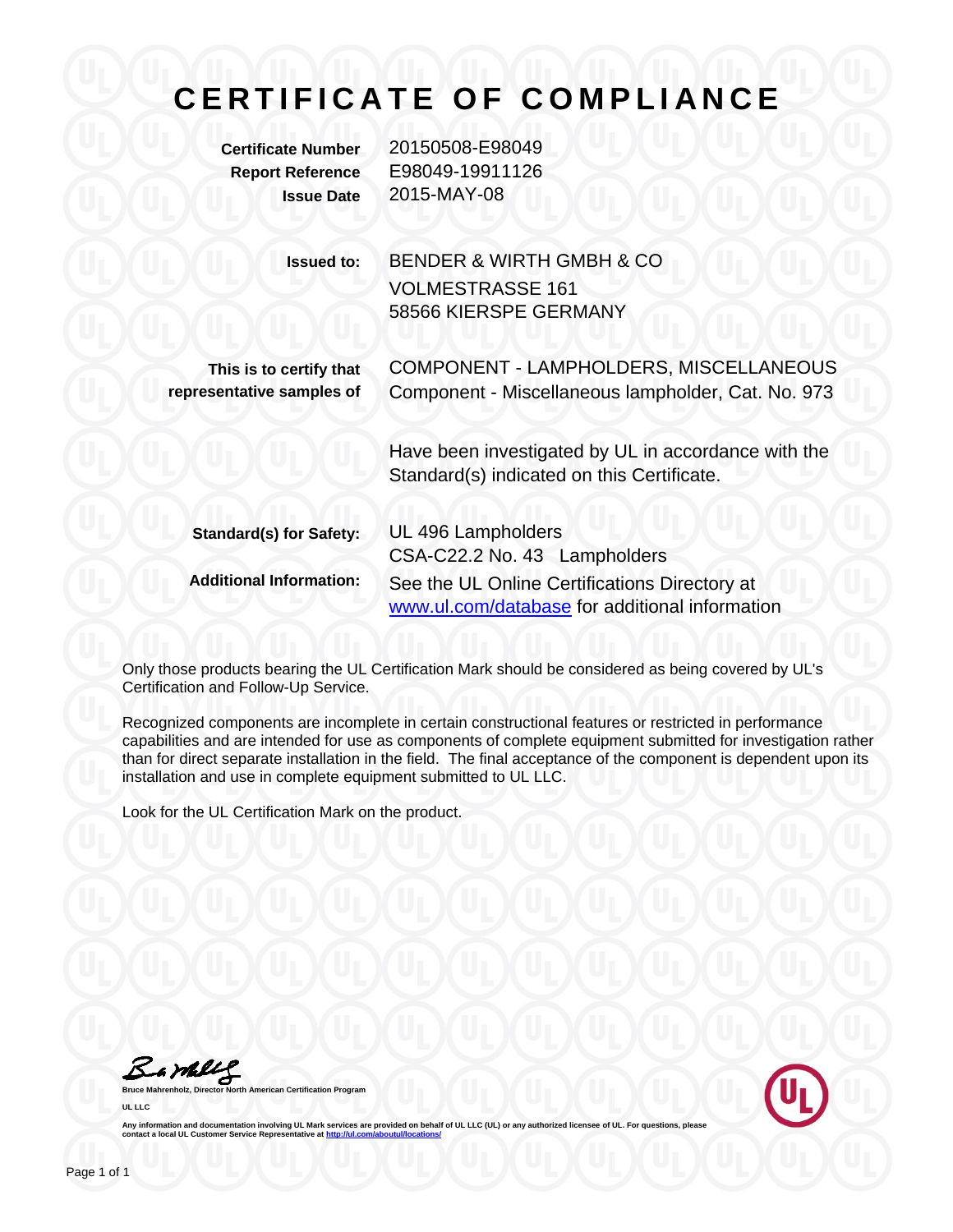# CERTIFICATE OF COMPLIANCE

**Certificate Number** 20150508-E98049
**Report Reference** E98049-19911126
**Issue Date** 2015-MAY-08

**Issued to:** BENDER & WIRTH GMBH & CO
VOLMESTRASSE 161
58566 KIERSPE GERMANY

**This is to certify that representative samples of** COMPONENT - LAMPHOLDERS, MISCELLANEOUS
Component - Miscellaneous lampholder, Cat. No. 973

Have been investigated by UL in accordance with the Standard(s) indicated on this Certificate.

**Standard(s) for Safety:** UL 496 Lampholders
CSA-C22.2 No. 43 Lampholders

**Additional Information:** See the UL Online Certifications Directory at www.ul.com/database for additional information

Only those products bearing the UL Certification Mark should be considered as being covered by UL's Certification and Follow-Up Service.

Recognized components are incomplete in certain constructional features or restricted in performance capabilities and are intended for use as components of complete equipment submitted for investigation rather than for direct separate installation in the field. The final acceptance of the component is dependent upon its installation and use in complete equipment submitted to UL LLC.

Look for the UL Certification Mark on the product.

**Bruce Mahrenholz, Director North American Certification Program**

**UL LLC**

Any information and documentation involving UL Mark services are provided on behalf of UL LLC (UL) or any authorized licensee of UL. For questions, please contact a local UL Customer Service Representative at http://ul.com/aboutul/locations/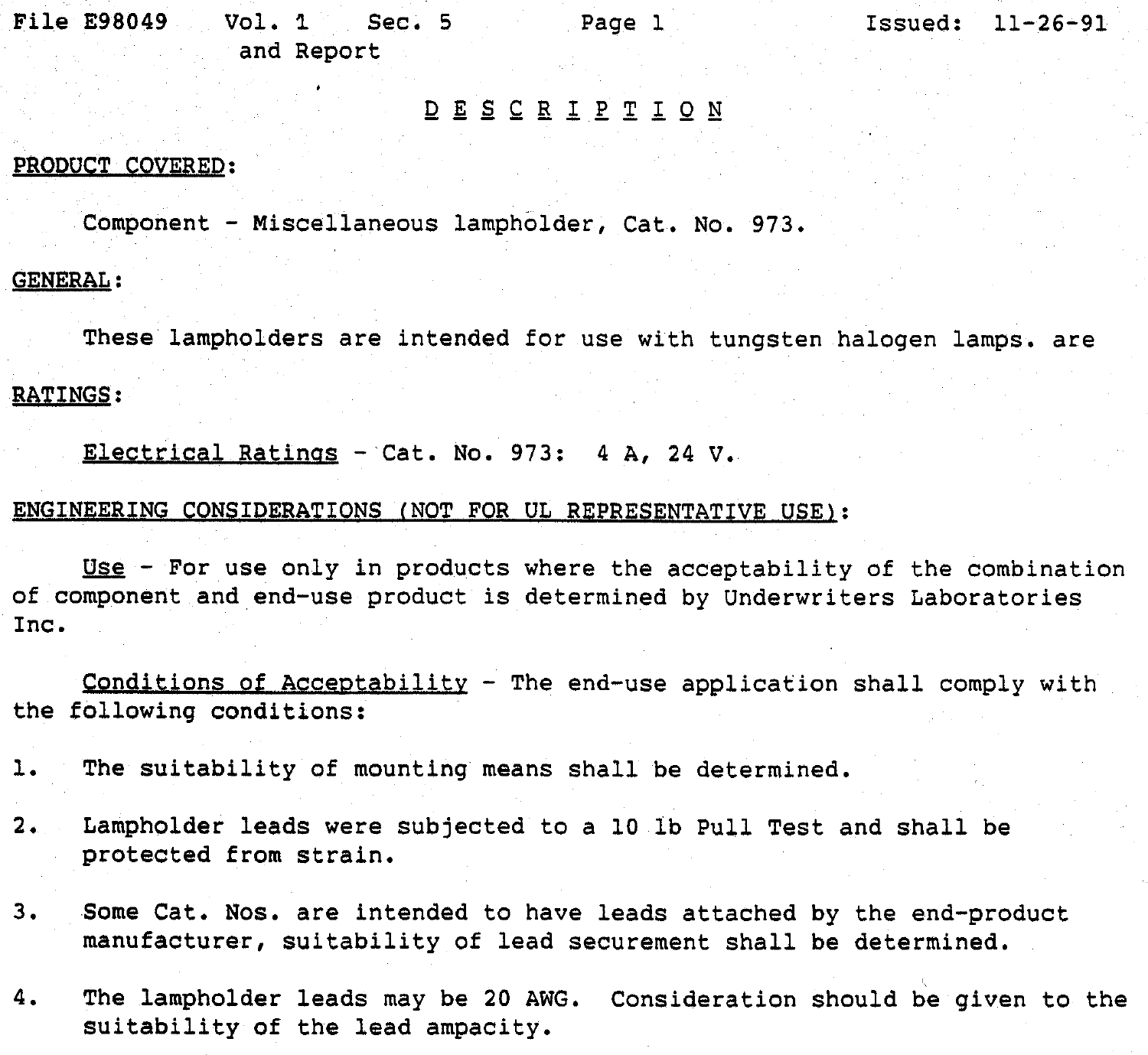File E98049 Vol. 1 Sec. 5 Page 1 Issued: 11-26-91
and Report

# D E S C R I P T I O N

**PRODUCT COVERED:**

Component - Miscellaneous lampholder, Cat. No. 973.

**GENERAL:**

These lampholders are intended for use with tungsten halogen lamps. are

**RATINGS:**

Electrical Ratings - Cat. No. 973: 4 A, 24 V.

**ENGINEERING CONSIDERATIONS (NOT FOR UL REPRESENTATIVE USE):**

Use - For use only in products where the acceptability of the combination of component and end-use product is determined by Underwriters Laboratories Inc.

Conditions of Acceptability - The end-use application shall comply with the following conditions:

1. The suitability of mounting means shall be determined.

2. Lampholder leads were subjected to a 10 lb Pull Test and shall be protected from strain.

3. Some Cat. Nos. are intended to have leads attached by the end-product manufacturer, suitability of lead securement shall be determined.

4. The lampholder leads may be 20 AWG. Consideration should be given to the suitability of the lead ampacity.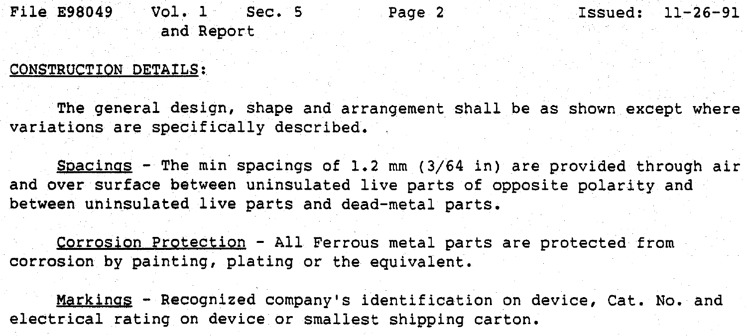CONSTRUCTION DETAILS:

The general design, shape and arrangement shall be as shown except where variations are specifically described.

Spacings - The min spacings of 1.2 mm (3/64 in) are provided through air and over surface between uninsulated live parts of opposite polarity and between uninsulated live parts and dead-metal parts.

Corrosion Protection - All Ferrous metal parts are protected from corrosion by painting, plating or the equivalent.

Markings - Recognized company's identification on device, Cat. No. and electrical rating on device or smallest shipping carton.